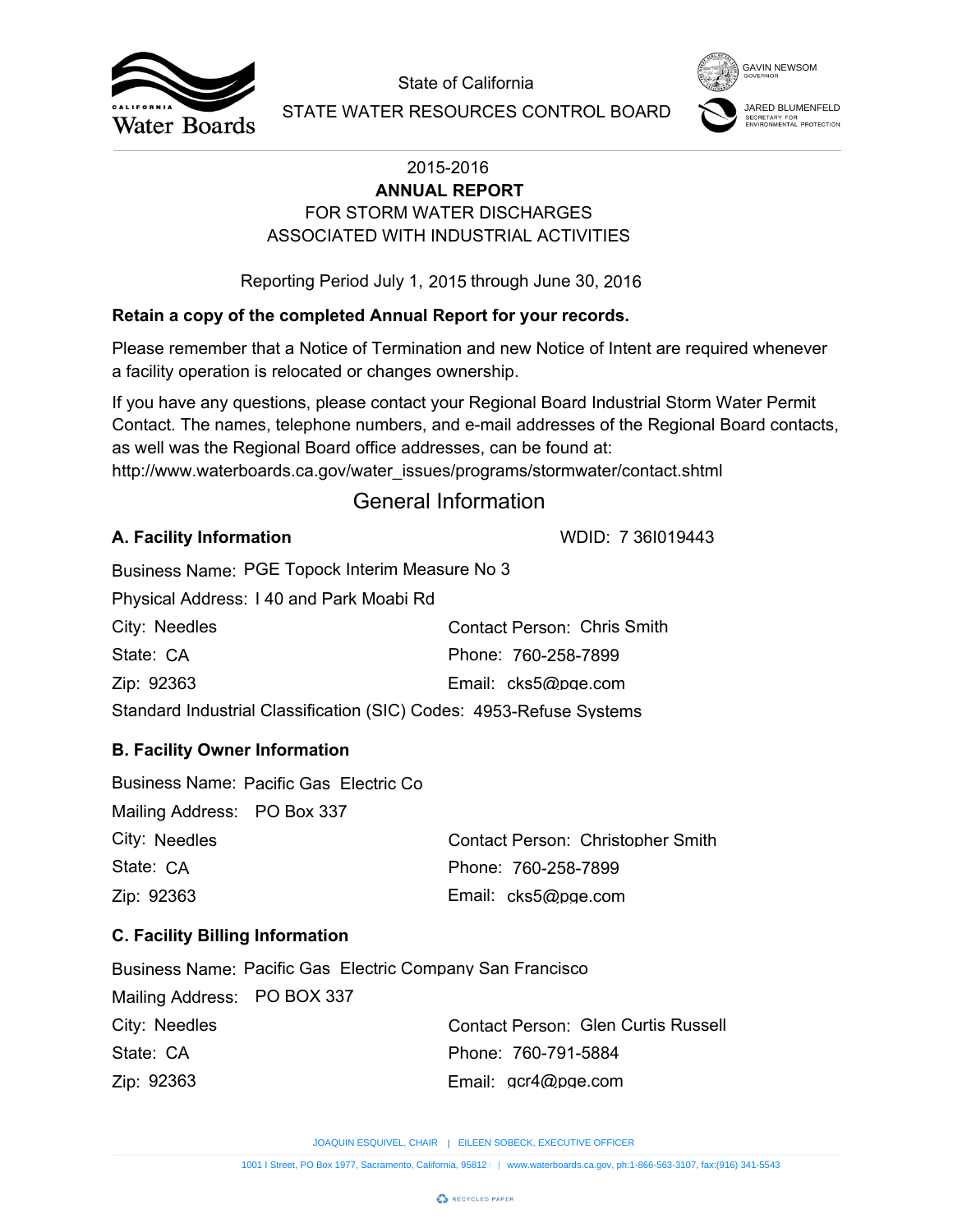State of California

STATE WATER RESOURCES CONTROL BOARD

GAVIN NEWSOM
GOVERNOR

JARED BLUMENFELD
SECRETARY FOR ENVIRONMENTAL PROTECTION

2015-2016

**ANNUAL REPORT**

FOR STORM WATER DISCHARGES ASSOCIATED WITH INDUSTRIAL ACTIVITIES

Reporting Period July 1, 2015 through June 30, 2016

**Retain a copy of the completed Annual Report for your records.**

Please remember that a Notice of Termination and new Notice of Intent are required whenever a facility operation is relocated or changes ownership.

If you have any questions, please contact your Regional Board Industrial Storm Water Permit Contact. The names, telephone numbers, and e-mail addresses of the Regional Board contacts, as well was the Regional Board office addresses, can be found at:
http://www.waterboards.ca.gov/water_issues/programs/stormwater/contact.shtml

## General Information

### A. Facility Information

WDID: 7 36I019443

Business Name: PGE Topock Interim Measure No 3

Physical Address: I 40 and Park Moabi Rd

City: Needles

State: CA

Zip: 92363

Contact Person: Chris Smith

Phone: 760-258-7899

Email: cks5@pge.com

Standard Industrial Classification (SIC) Codes: 4953-Refuse Systems

### B. Facility Owner Information

Business Name: Pacific Gas Electric Co

Mailing Address: PO Box 337

City: Needles

State: CA

Zip: 92363

Contact Person: Christopher Smith

Phone: 760-258-7899

Email: cks5@pge.com

### C. Facility Billing Information

Business Name: Pacific Gas Electric Company San Francisco

Mailing Address: PO BOX 337

City: Needles

State: CA

Zip: 92363

Contact Person: Glen Curtis Russell

Phone: 760-791-5884

Email: gcr4@pge.com

JOAQUIN ESQUIVEL, CHAIR | EILEEN SOBECK, EXECUTIVE OFFICER

1001 I Street, PO Box 1977, Sacramento, California, 95812 | www.waterboards.ca.gov, ph:1-866-563-3107, fax:(916) 341-5543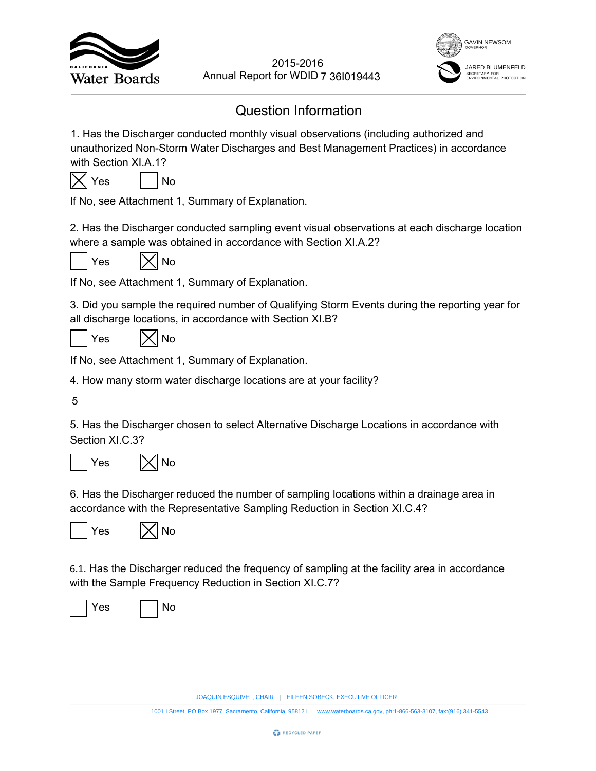2015-2016
Annual Report for WDID 7 36I019443

## Question Information

1. Has the Discharger conducted monthly visual observations (including authorized and unauthorized Non-Storm Water Discharges and Best Management Practices) in accordance with Section XI.A.1?

☒ Yes ☐ No

If No, see Attachment 1, Summary of Explanation.

2. Has the Discharger conducted sampling event visual observations at each discharge location where a sample was obtained in accordance with Section XI.A.2?

☐ Yes ☒ No

If No, see Attachment 1, Summary of Explanation.

3. Did you sample the required number of Qualifying Storm Events during the reporting year for all discharge locations, in accordance with Section XI.B?

☐ Yes ☒ No

If No, see Attachment 1, Summary of Explanation.

4. How many storm water discharge locations are at your facility?

5

5. Has the Discharger chosen to select Alternative Discharge Locations in accordance with Section XI.C.3?

☐ Yes ☒ No

6. Has the Discharger reduced the number of sampling locations within a drainage area in accordance with the Representative Sampling Reduction in Section XI.C.4?

☐ Yes ☒ No

6.1. Has the Discharger reduced the frequency of sampling at the facility area in accordance with the Sample Frequency Reduction in Section XI.C.7?

☐ Yes ☐ No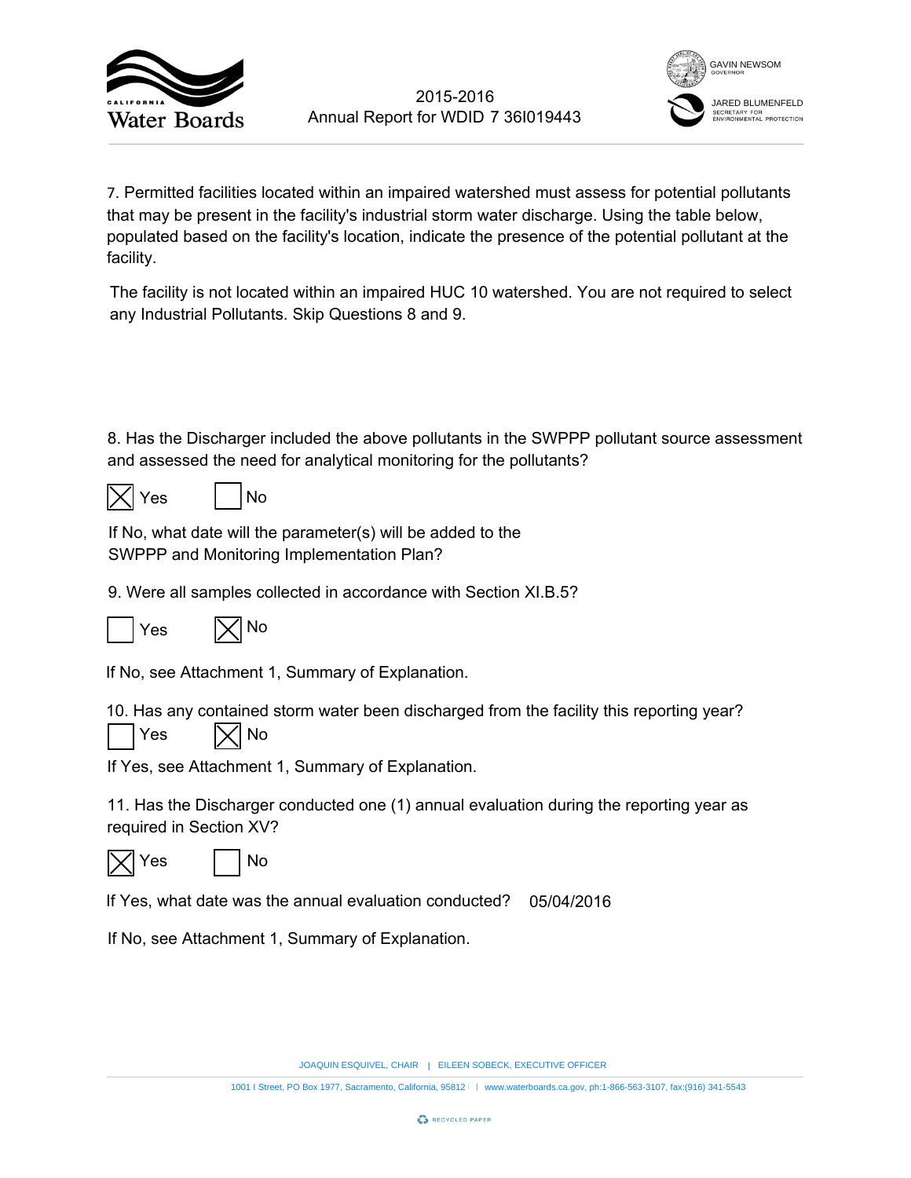7. Permitted facilities located within an impaired watershed must assess for potential pollutants that may be present in the facility's industrial storm water discharge. Using the table below, populated based on the facility's location, indicate the presence of the potential pollutant at the facility.

The facility is not located within an impaired HUC 10 watershed. You are not required to select any Industrial Pollutants. Skip Questions 8 and 9.

8. Has the Discharger included the above pollutants in the SWPPP pollutant source assessment and assessed the need for analytical monitoring for the pollutants?

☒ Yes ☐ No

If No, what date will the parameter(s) will be added to the SWPPP and Monitoring Implementation Plan?

9. Were all samples collected in accordance with Section XI.B.5?

☐ Yes ☒ No

If No, see Attachment 1, Summary of Explanation.

10. Has any contained storm water been discharged from the facility this reporting year?

☐ Yes ☒ No

If Yes, see Attachment 1, Summary of Explanation.

11. Has the Discharger conducted one (1) annual evaluation during the reporting year as required in Section XV?

☒ Yes ☐ No

If Yes, what date was the annual evaluation conducted? 05/04/2016

If No, see Attachment 1, Summary of Explanation.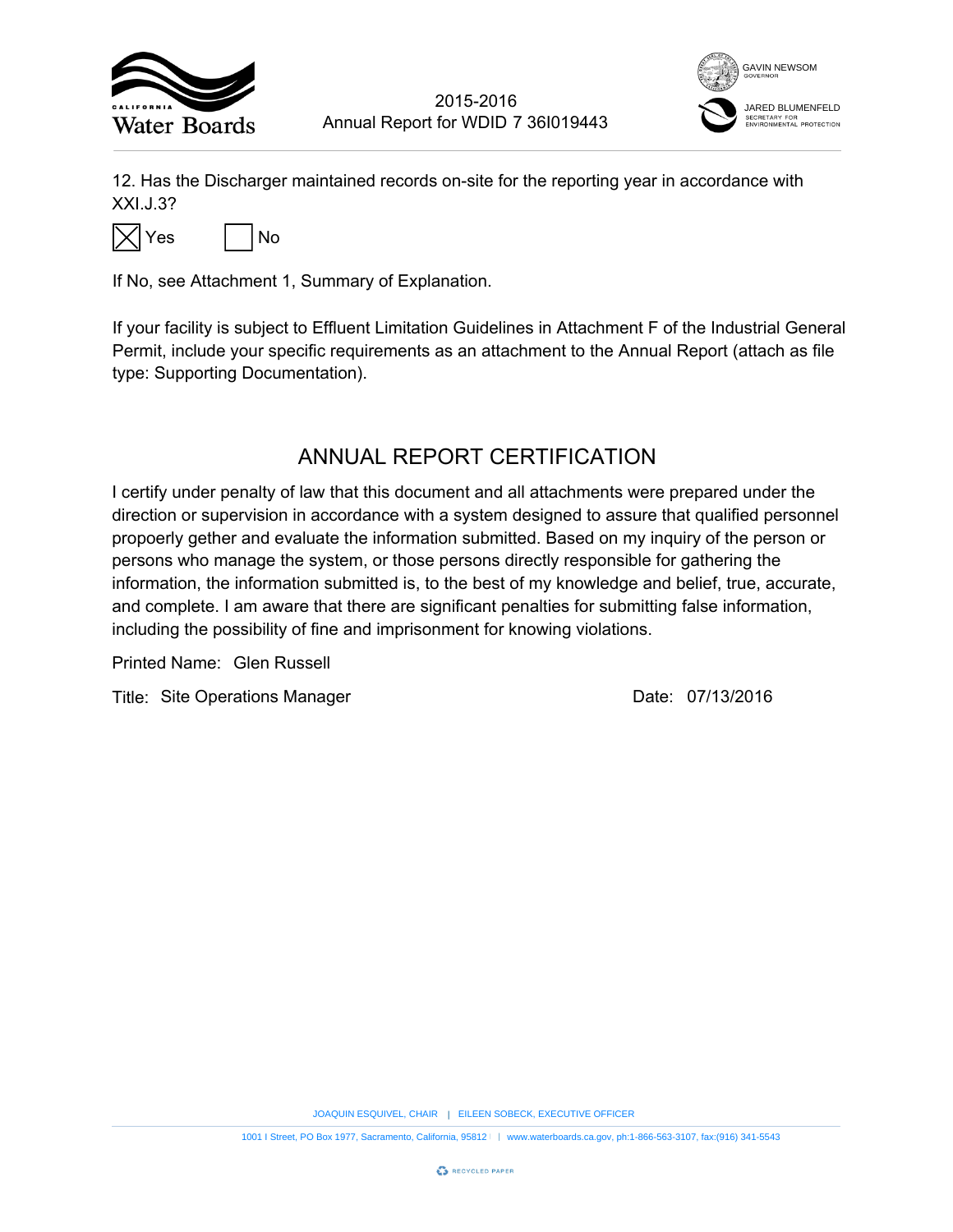12. Has the Discharger maintained records on-site for the reporting year in accordance with XXI.J.3?

☒ Yes ☐ No

If No, see Attachment 1, Summary of Explanation.

If your facility is subject to Effluent Limitation Guidelines in Attachment F of the Industrial General Permit, include your specific requirements as an attachment to the Annual Report (attach as file type: Supporting Documentation).

## ANNUAL REPORT CERTIFICATION

I certify under penalty of law that this document and all attachments were prepared under the direction or supervision in accordance with a system designed to assure that qualified personnel propoerly gether and evaluate the information submitted. Based on my inquiry of the person or persons who manage the system, or those persons directly responsible for gathering the information, the information submitted is, to the best of my knowledge and belief, true, accurate, and complete. I am aware that there are significant penalties for submitting false information, including the possibility of fine and imprisonment for knowing violations.

Printed Name: Glen Russell

Title: Site Operations Manager

Date: 07/13/2016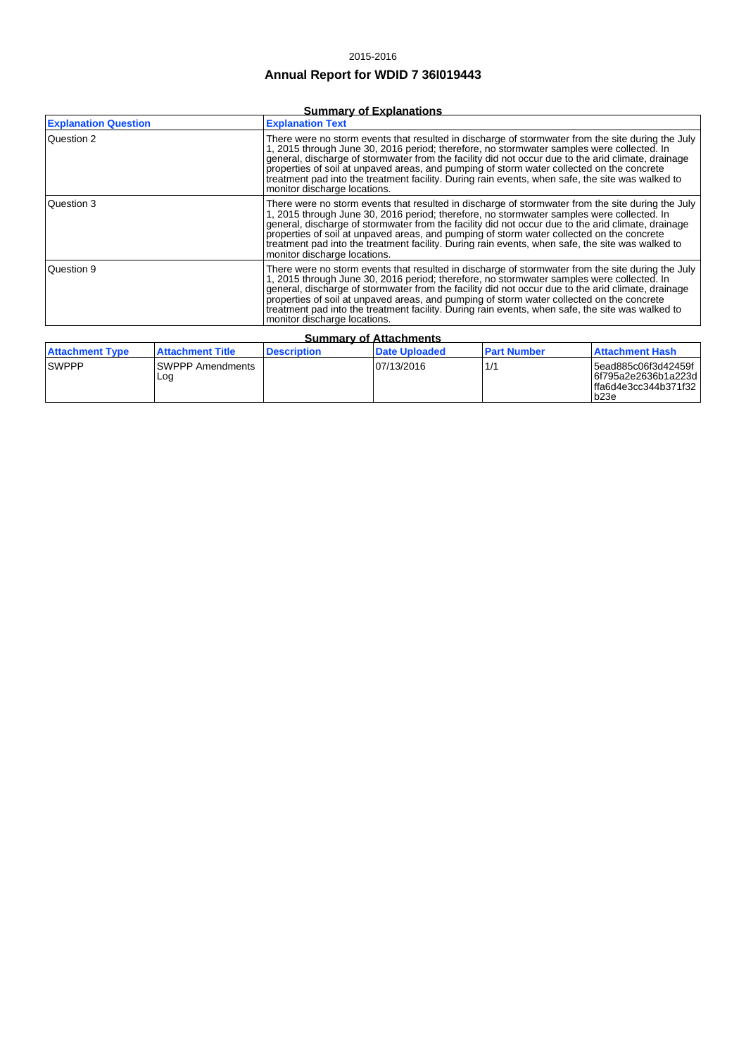2015-2016

# Annual Report for WDID 7 36I019443

## Summary of Explanations

| Explanation Question | Explanation Text |
|---|---|
| Question 2 | There were no storm events that resulted in discharge of stormwater from the site during the July 1, 2015 through June 30, 2016 period; therefore, no stormwater samples were collected. In general, discharge of stormwater from the facility did not occur due to the arid climate, drainage properties of soil at unpaved areas, and pumping of storm water collected on the concrete treatment pad into the treatment facility. During rain events, when safe, the site was walked to monitor discharge locations. |
| Question 3 | There were no storm events that resulted in discharge of stormwater from the site during the July 1, 2015 through June 30, 2016 period; therefore, no stormwater samples were collected. In general, discharge of stormwater from the facility did not occur due to the arid climate, drainage properties of soil at unpaved areas, and pumping of storm water collected on the concrete treatment pad into the treatment facility. During rain events, when safe, the site was walked to monitor discharge locations. |
| Question 9 | There were no storm events that resulted in discharge of stormwater from the site during the July 1, 2015 through June 30, 2016 period; therefore, no stormwater samples were collected. In general, discharge of stormwater from the facility did not occur due to the arid climate, drainage properties of soil at unpaved areas, and pumping of storm water collected on the concrete treatment pad into the treatment facility. During rain events, when safe, the site was walked to monitor discharge locations. |

## Summary of Attachments

| Attachment Type | Attachment Title | Description | Date Uploaded | Part Number | Attachment Hash |
|---|---|---|---|---|---|
| SWPPP | SWPPP Amendments Log | | 07/13/2016 | 1/1 | 5ead885c06f3d42459f6f795a2e2636b1a223dffa6d4e3cc344b371f32b23e |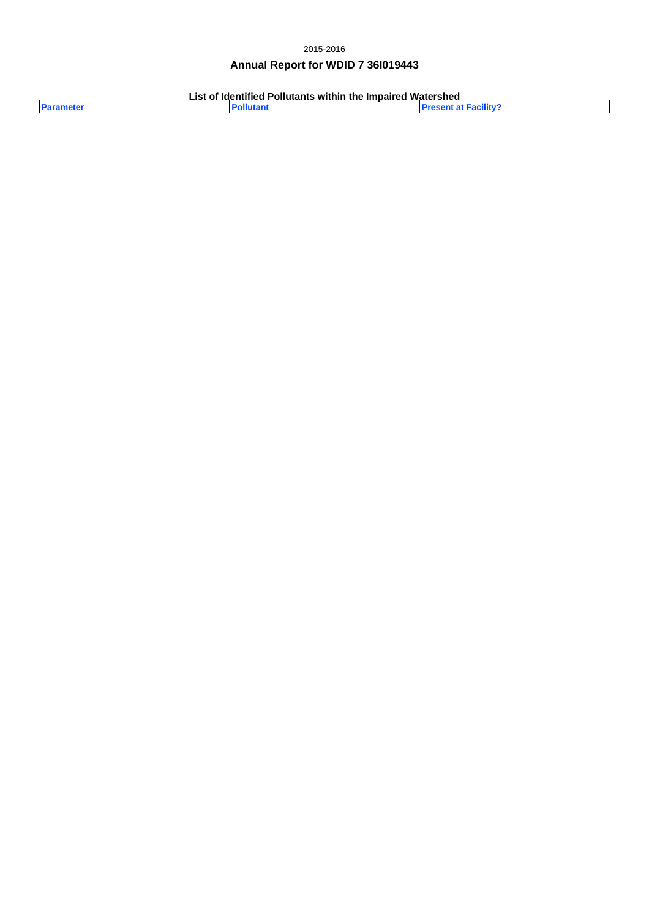2015-2016

## Annual Report for WDID 7 36I019443

### List of Identified Pollutants within the Impaired Watershed

| Parameter | Pollutant | Present at Facility? |
| --- | --- | --- |